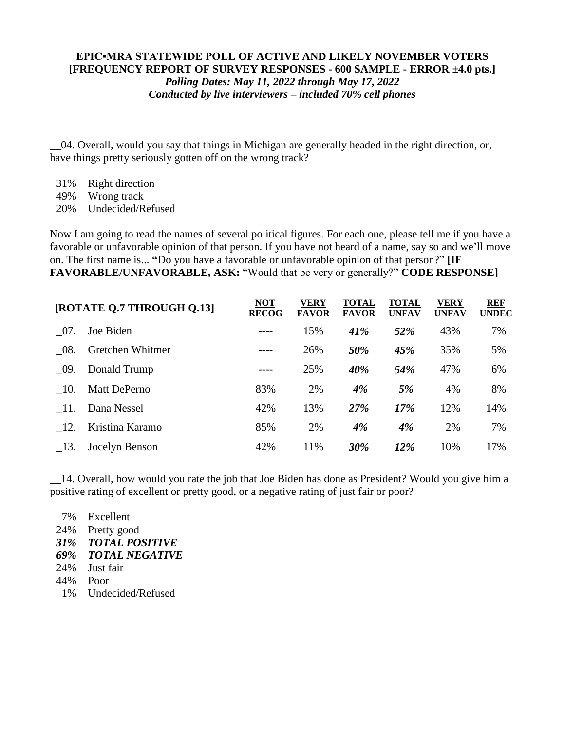**EPIC▪MRA STATEWIDE POLL OF ACTIVE AND LIKELY NOVEMBER VOTERS**
**[FREQUENCY REPORT OF SURVEY RESPONSES - 600 SAMPLE - ERROR ±4.0 pts.]**
***Polling Dates: May 11, 2022 through May 17, 2022***
***Conducted by live interviewers – included 70% cell phones***

__04. Overall, would you say that things in Michigan are generally headed in the right direction, or, have things pretty seriously gotten off on the wrong track?

31% Right direction
49% Wrong track
20% Undecided/Refused

Now I am going to read the names of several political figures. For each one, please tell me if you have a favorable or unfavorable opinion of that person. If you have not heard of a name, say so and we'll move on. The first name is... **"**Do you have a favorable or unfavorable opinion of that person?" **[IF FAVORABLE/UNFAVORABLE, ASK:** "Would that be very or generally?" **CODE RESPONSE]**

| **[ROTATE Q.7 THROUGH Q.13]** | | **NOT RECOG** | **VERY FAVOR** | **TOTAL FAVOR** | **TOTAL UNFAV** | **VERY UNFAV** | **REF UNDEC** |
|---|---|---|---|---|---|---|---|
| _07. | Joe Biden | ---- | 15% | ***41%*** | ***52%*** | 43% | 7% |
| _08. | Gretchen Whitmer | ---- | 26% | ***50%*** | ***45%*** | 35% | 5% |
| _09. | Donald Trump | ---- | 25% | ***40%*** | ***54%*** | 47% | 6% |
| _10. | Matt DePerno | 83% | 2% | ***4%*** | ***5%*** | 4% | 8% |
| _11. | Dana Nessel | 42% | 13% | ***27%*** | ***17%*** | 12% | 14% |
| _12. | Kristina Karamo | 85% | 2% | ***4%*** | ***4%*** | 2% | 7% |
| _13. | Jocelyn Benson | 42% | 11% | ***30%*** | ***12%*** | 10% | 17% |

__14. Overall, how would you rate the job that Joe Biden has done as President? Would you give him a positive rating of excellent or pretty good, or a negative rating of just fair or poor?

7% Excellent
24% Pretty good
***31% TOTAL POSITIVE***
***69% TOTAL NEGATIVE***
24% Just fair
44% Poor
1% Undecided/Refused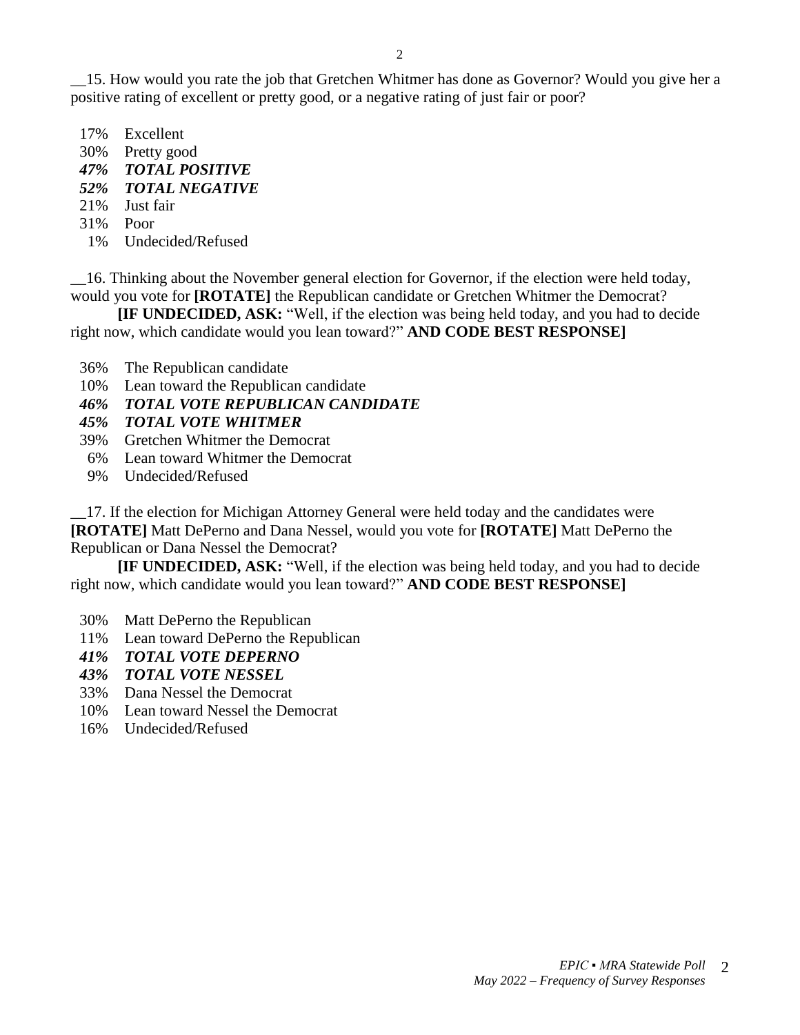__15. How would you rate the job that Gretchen Whitmer has done as Governor? Would you give her a positive rating of excellent or pretty good, or a negative rating of just fair or poor?

17% Excellent  
30% Pretty good  
***47% TOTAL POSITIVE***  
***52% TOTAL NEGATIVE***  
21% Just fair  
31% Poor  
1% Undecided/Refused

__16. Thinking about the November general election for Governor, if the election were held today, would you vote for **[ROTATE]** the Republican candidate or Gretchen Whitmer the Democrat?

**[IF UNDECIDED, ASK:** "Well, if the election was being held today, and you had to decide right now, which candidate would you lean toward?" **AND CODE BEST RESPONSE]**

36% The Republican candidate  
10% Lean toward the Republican candidate  
***46% TOTAL VOTE REPUBLICAN CANDIDATE***  
***45% TOTAL VOTE WHITMER***  
39% Gretchen Whitmer the Democrat  
6% Lean toward Whitmer the Democrat  
9% Undecided/Refused

__17. If the election for Michigan Attorney General were held today and the candidates were **[ROTATE]** Matt DePerno and Dana Nessel, would you vote for **[ROTATE]** Matt DePerno the Republican or Dana Nessel the Democrat?

**[IF UNDECIDED, ASK:** "Well, if the election was being held today, and you had to decide right now, which candidate would you lean toward?" **AND CODE BEST RESPONSE]**

30% Matt DePerno the Republican  
11% Lean toward DePerno the Republican  
***41% TOTAL VOTE DEPERNO***  
***43% TOTAL VOTE NESSEL***  
33% Dana Nessel the Democrat  
10% Lean toward Nessel the Democrat  
16% Undecided/Refused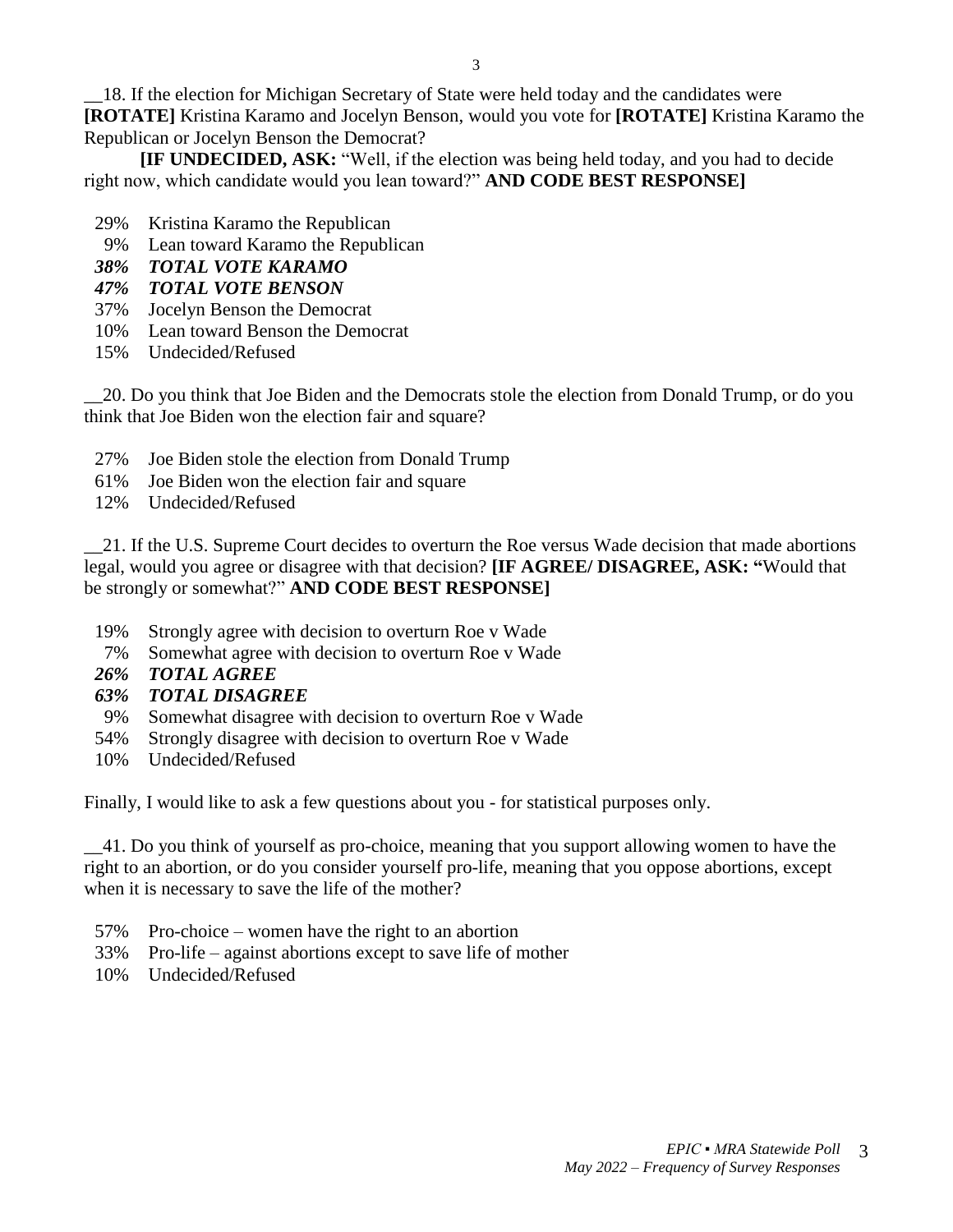__18. If the election for Michigan Secretary of State were held today and the candidates were **[ROTATE]** Kristina Karamo and Jocelyn Benson, would you vote for **[ROTATE]** Kristina Karamo the Republican or Jocelyn Benson the Democrat?

**[IF UNDECIDED, ASK:** "Well, if the election was being held today, and you had to decide right now, which candidate would you lean toward?" **AND CODE BEST RESPONSE]**

- 29% Kristina Karamo the Republican
- 9% Lean toward Karamo the Republican
- ***38% TOTAL VOTE KARAMO***
- ***47% TOTAL VOTE BENSON***
- 37% Jocelyn Benson the Democrat
- 10% Lean toward Benson the Democrat
- 15% Undecided/Refused

__20. Do you think that Joe Biden and the Democrats stole the election from Donald Trump, or do you think that Joe Biden won the election fair and square?

- 27% Joe Biden stole the election from Donald Trump
- 61% Joe Biden won the election fair and square
- 12% Undecided/Refused

__21. If the U.S. Supreme Court decides to overturn the Roe versus Wade decision that made abortions legal, would you agree or disagree with that decision? **[IF AGREE/ DISAGREE, ASK: "**Would that be strongly or somewhat?" **AND CODE BEST RESPONSE]**

- 19% Strongly agree with decision to overturn Roe v Wade
- 7% Somewhat agree with decision to overturn Roe v Wade
- ***26% TOTAL AGREE***
- ***63% TOTAL DISAGREE***
- 9% Somewhat disagree with decision to overturn Roe v Wade
- 54% Strongly disagree with decision to overturn Roe v Wade
- 10% Undecided/Refused

Finally, I would like to ask a few questions about you - for statistical purposes only.

__41. Do you think of yourself as pro-choice, meaning that you support allowing women to have the right to an abortion, or do you consider yourself pro-life, meaning that you oppose abortions, except when it is necessary to save the life of the mother?

- 57% Pro-choice – women have the right to an abortion
- 33% Pro-life – against abortions except to save life of mother
- 10% Undecided/Refused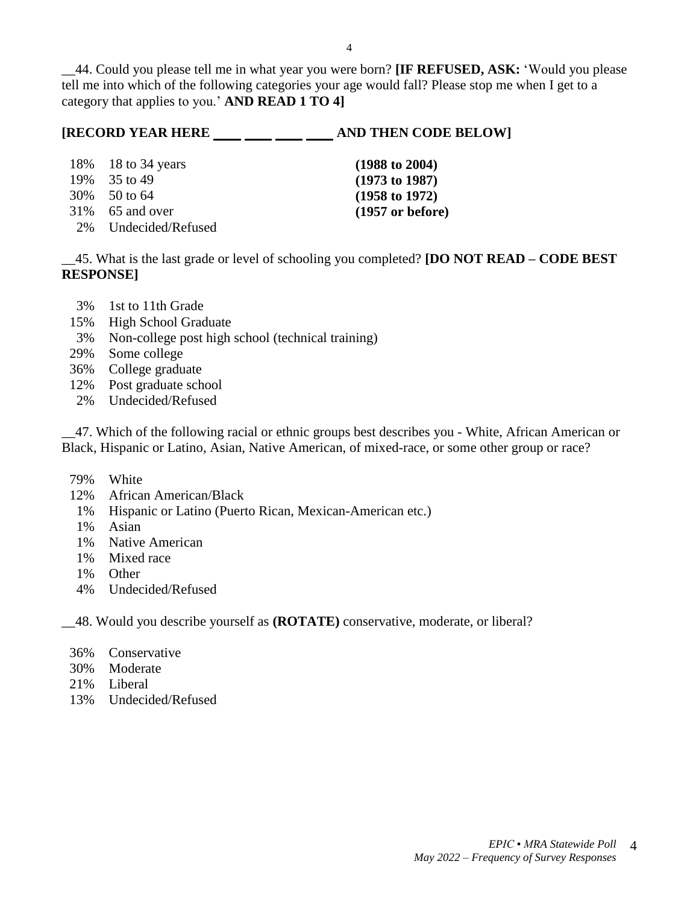__44. Could you please tell me in what year you were born? **[IF REFUSED, ASK:** 'Would you please tell me into which of the following categories your age would fall? Please stop me when I get to a category that applies to you.' **AND READ 1 TO 4]**

**[RECORD YEAR HERE ____ ____ ____ ____ AND THEN CODE BELOW]**

| | | |
|---|---|---|
| 18% | 18 to 34 years | **(1988 to 2004)** |
| 19% | 35 to 49 | **(1973 to 1987)** |
| 30% | 50 to 64 | **(1958 to 1972)** |
| 31% | 65 and over | **(1957 or before)** |
| 2% | Undecided/Refused | |

__45. What is the last grade or level of schooling you completed? **[DO NOT READ – CODE BEST RESPONSE]**

- 3% 1st to 11th Grade
- 15% High School Graduate
- 3% Non-college post high school (technical training)
- 29% Some college
- 36% College graduate
- 12% Post graduate school
- 2% Undecided/Refused

__47. Which of the following racial or ethnic groups best describes you - White, African American or Black, Hispanic or Latino, Asian, Native American, of mixed-race, or some other group or race?

- 79% White
- 12% African American/Black
- 1% Hispanic or Latino (Puerto Rican, Mexican-American etc.)
- 1% Asian
- 1% Native American
- 1% Mixed race
- 1% Other
- 4% Undecided/Refused

__48. Would you describe yourself as **(ROTATE)** conservative, moderate, or liberal?

- 36% Conservative
- 30% Moderate
- 21% Liberal
- 13% Undecided/Refused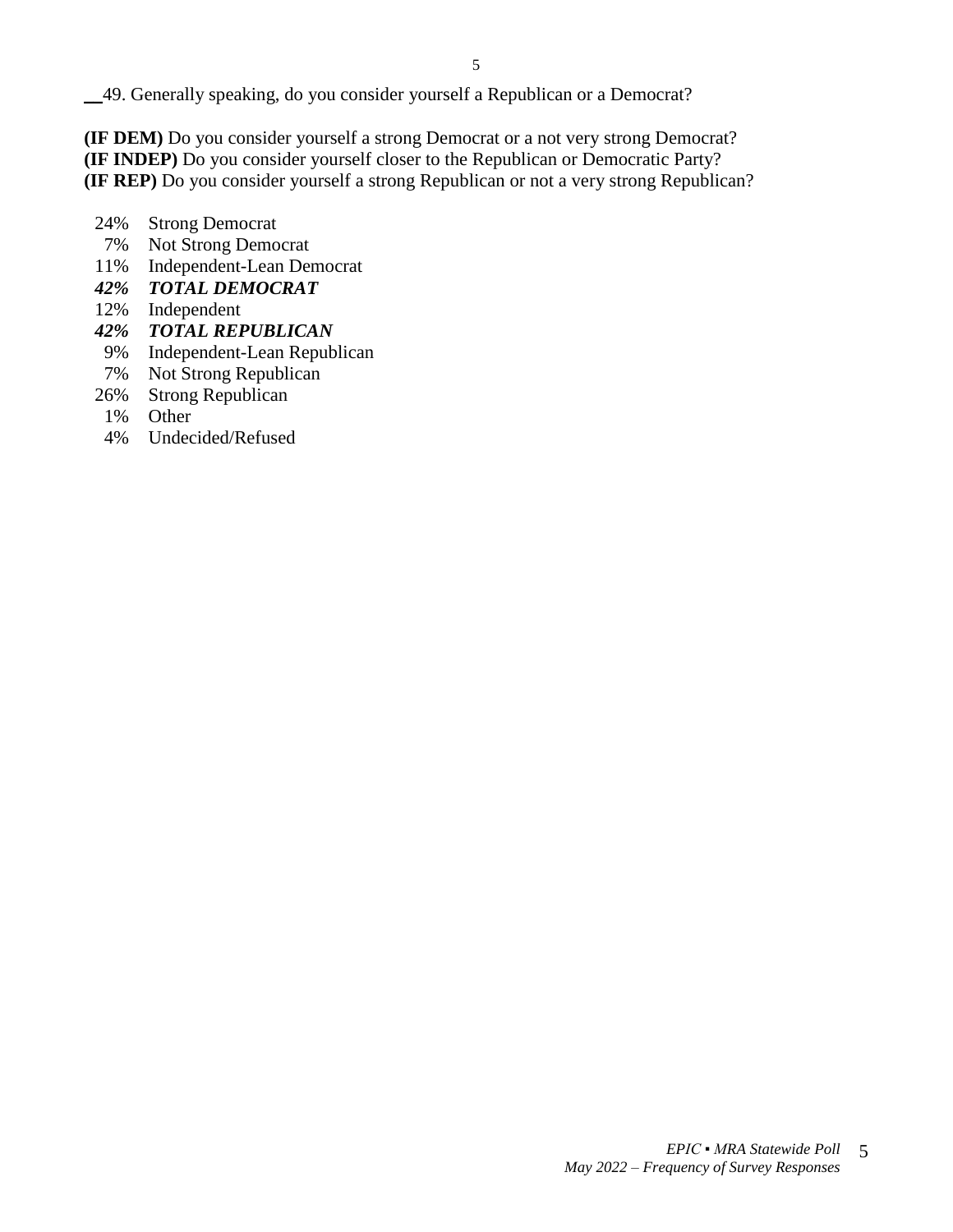__49. Generally speaking, do you consider yourself a Republican or a Democrat?

**(IF DEM)** Do you consider yourself a strong Democrat or a not very strong Democrat?
**(IF INDEP)** Do you consider yourself closer to the Republican or Democratic Party?
**(IF REP)** Do you consider yourself a strong Republican or not a very strong Republican?

24% Strong Democrat
7% Not Strong Democrat
11% Independent-Lean Democrat
***42% TOTAL DEMOCRAT***
12% Independent
***42% TOTAL REPUBLICAN***
9% Independent-Lean Republican
7% Not Strong Republican
26% Strong Republican
1% Other
4% Undecided/Refused